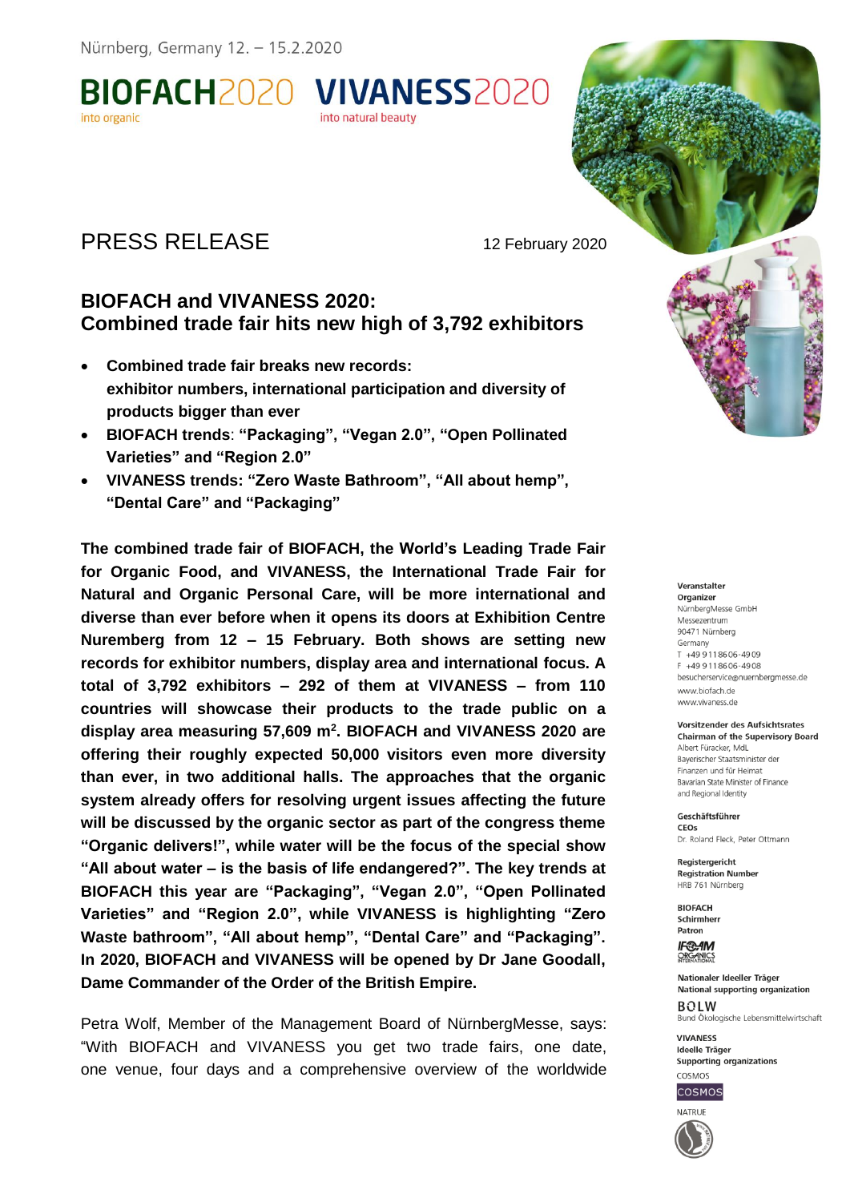Nürnberg, Germany 12. – 15.2.2020

**BIOFACH**2020 into organic **VIVANESS**2020 into natural beauty

# PRESS RELEASE

12 February 2020

## BIOFACH and VIVANESS 2020: Combined trade fair hits new high of 3,792 exhibitors

- **Combined trade fair breaks new records: exhibitor numbers, international participation and diversity of products bigger than ever**
- **BIOFACH trends: "Packaging", "Vegan 2.0", "Open Pollinated Varieties" and "Region 2.0"**
- **VIVANESS trends: "Zero Waste Bathroom", "All about hemp", "Dental Care" and "Packaging"**

**The combined trade fair of BIOFACH, the World's Leading Trade Fair for Organic Food, and VIVANESS, the International Trade Fair for Natural and Organic Personal Care, will be more international and diverse than ever before when it opens its doors at Exhibition Centre Nuremberg from 12 – 15 February. Both shows are setting new records for exhibitor numbers, display area and international focus. A total of 3,792 exhibitors – 292 of them at VIVANESS – from 110 countries will showcase their products to the trade public on a display area measuring 57,609 m². BIOFACH and VIVANESS 2020 are offering their roughly expected 50,000 visitors even more diversity than ever, in two additional halls. The approaches that the organic system already offers for resolving urgent issues affecting the future will be discussed by the organic sector as part of the congress theme "Organic delivers!", while water will be the focus of the special show "All about water – is the basis of life endangered?". The key trends at BIOFACH this year are "Packaging", "Vegan 2.0", "Open Pollinated Varieties" and "Region 2.0", while VIVANESS is highlighting "Zero Waste bathroom", "All about hemp", "Dental Care" and "Packaging". In 2020, BIOFACH and VIVANESS will be opened by Dr Jane Goodall, Dame Commander of the Order of the British Empire.**

Petra Wolf, Member of the Management Board of NürnbergMesse, says: "With BIOFACH and VIVANESS you get two trade fairs, one date, one venue, four days and a comprehensive overview of the worldwide

**Veranstalter**
**Organizer**
NürnbergMesse GmbH
Messezentrum
90471 Nürnberg
Germany
T +49 9 11 86 06-49 09
F +49 9 11 86 06-49 08
besucherservice@nuernbergmesse.de
www.biofach.de
www.vivaness.de

**Vorsitzender des Aufsichtsrates**
**Chairman of the Supervisory Board**
Albert Füracker, MdL
Bayerischer Staatsminister der Finanzen und für Heimat
Bavarian State Minister of Finance and Regional Identity

**Geschäftsführer**
**CEOs**
Dr. Roland Fleck, Peter Ottmann

**Registergericht**
**Registration Number**
HRB 761 Nürnberg

**BIOFACH**
**Schirmherr**
**Patron**
IFOAM ORGANICS INTERNATIONAL

**Nationaler Ideeller Träger**
**National supporting organization**
BÖLW
Bund Ökologische Lebensmittelwirtschaft

**VIVANESS**
**Ideelle Träger**
**Supporting organizations**
COSMOS
COSMOS
NATRUE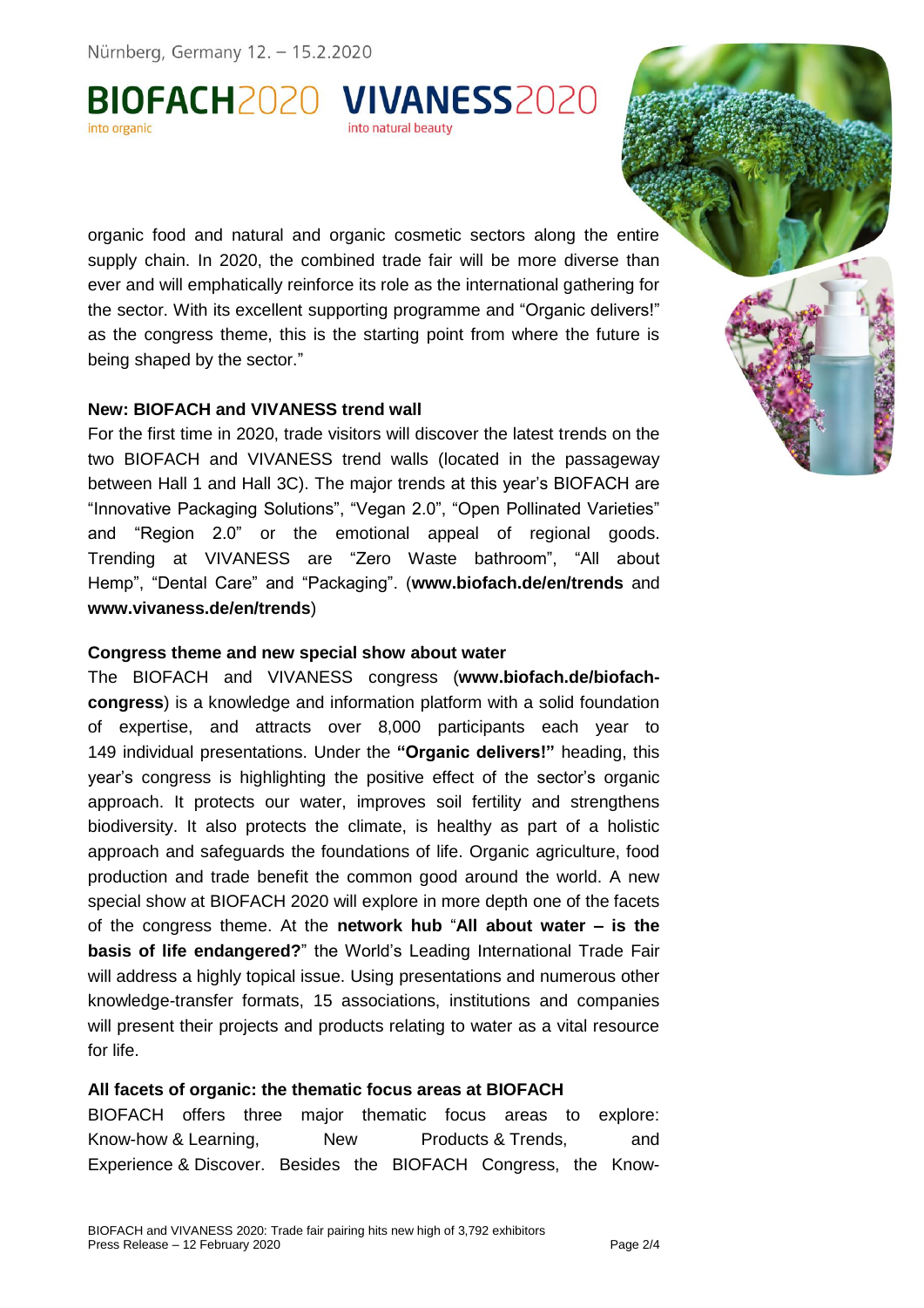organic food and natural and organic cosmetic sectors along the entire supply chain. In 2020, the combined trade fair will be more diverse than ever and will emphatically reinforce its role as the international gathering for the sector. With its excellent supporting programme and "Organic delivers!" as the congress theme, this is the starting point from where the future is being shaped by the sector."

**New: BIOFACH and VIVANESS trend wall**

For the first time in 2020, trade visitors will discover the latest trends on the two BIOFACH and VIVANESS trend walls (located in the passageway between Hall 1 and Hall 3C). The major trends at this year's BIOFACH are "Innovative Packaging Solutions", "Vegan 2.0", "Open Pollinated Varieties" and "Region 2.0" or the emotional appeal of regional goods. Trending at VIVANESS are "Zero Waste bathroom", "All about Hemp", "Dental Care" and "Packaging". (**www.biofach.de/en/trends** and **www.vivaness.de/en/trends**)

**Congress theme and new special show about water**

The BIOFACH and VIVANESS congress (**www.biofach.de/biofach-congress**) is a knowledge and information platform with a solid foundation of expertise, and attracts over 8,000 participants each year to 149 individual presentations. Under the **"Organic delivers!"** heading, this year's congress is highlighting the positive effect of the sector's organic approach. It protects our water, improves soil fertility and strengthens biodiversity. It also protects the climate, is healthy as part of a holistic approach and safeguards the foundations of life. Organic agriculture, food production and trade benefit the common good around the world. A new special show at BIOFACH 2020 will explore in more depth one of the facets of the congress theme. At the **network hub** "**All about water – is the basis of life endangered?**" the World's Leading International Trade Fair will address a highly topical issue. Using presentations and numerous other knowledge-transfer formats, 15 associations, institutions and companies will present their projects and products relating to water as a vital resource for life.

**All facets of organic: the thematic focus areas at BIOFACH**

BIOFACH offers three major thematic focus areas to explore: Know-how & Learning, New Products & Trends, and Experience & Discover. Besides the BIOFACH Congress, the Know-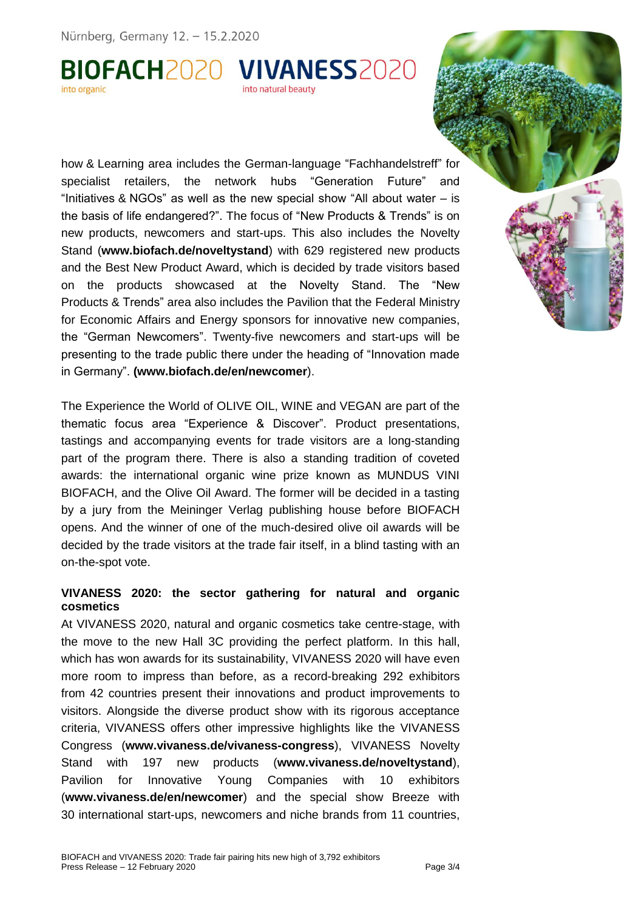how & Learning area includes the German-language “Fachhandelstreff” for specialist retailers, the network hubs “Generation Future” and “Initiatives & NGOs” as well as the new special show “All about water – is the basis of life endangered?”. The focus of “New Products & Trends” is on new products, newcomers and start-ups. This also includes the Novelty Stand (**www.biofach.de/noveltystand**) with 629 registered new products and the Best New Product Award, which is decided by trade visitors based on the products showcased at the Novelty Stand. The “New Products & Trends” area also includes the Pavilion that the Federal Ministry for Economic Affairs and Energy sponsors for innovative new companies, the “German Newcomers”. Twenty-five newcomers and start-ups will be presenting to the trade public there under the heading of “Innovation made in Germany”. **(www.biofach.de/en/newcomer**).

The Experience the World of OLIVE OIL, WINE and VEGAN are part of the thematic focus area “Experience & Discover”. Product presentations, tastings and accompanying events for trade visitors are a long-standing part of the program there. There is also a standing tradition of coveted awards: the international organic wine prize known as MUNDUS VINI BIOFACH, and the Olive Oil Award. The former will be decided in a tasting by a jury from the Meininger Verlag publishing house before BIOFACH opens. And the winner of one of the much-desired olive oil awards will be decided by the trade visitors at the trade fair itself, in a blind tasting with an on-the-spot vote.

**VIVANESS 2020: the sector gathering for natural and organic cosmetics**

At VIVANESS 2020, natural and organic cosmetics take centre-stage, with the move to the new Hall 3C providing the perfect platform. In this hall, which has won awards for its sustainability, VIVANESS 2020 will have even more room to impress than before, as a record-breaking 292 exhibitors from 42 countries present their innovations and product improvements to visitors. Alongside the diverse product show with its rigorous acceptance criteria, VIVANESS offers other impressive highlights like the VIVANESS Congress (**www.vivaness.de/vivaness-congress**), VIVANESS Novelty Stand with 197 new products (**www.vivaness.de/noveltystand**), Pavilion for Innovative Young Companies with 10 exhibitors (**www.vivaness.de/en/newcomer**) and the special show Breeze with 30 international start-ups, newcomers and niche brands from 11 countries,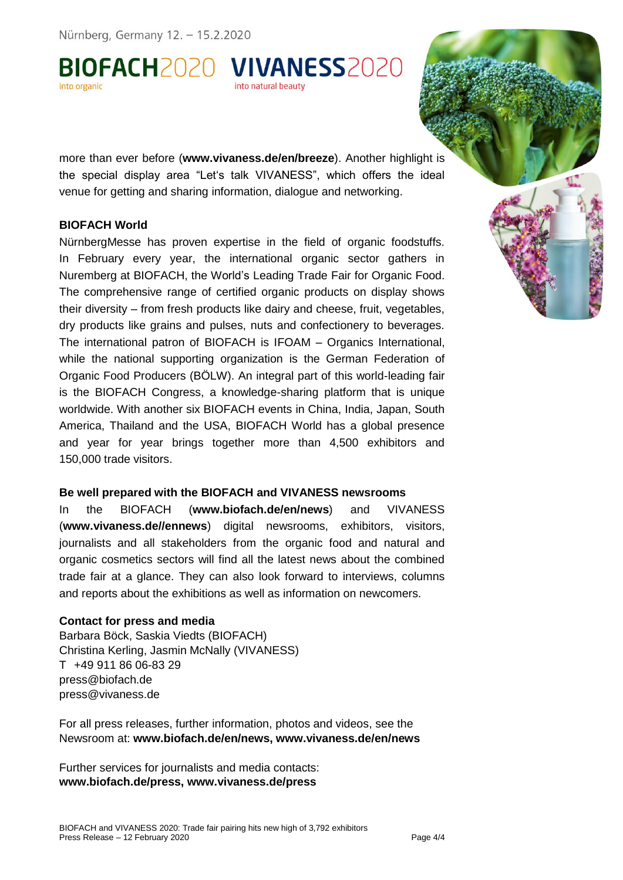more than ever before (**www.vivaness.de/en/breeze**). Another highlight is the special display area "Let's talk VIVANESS", which offers the ideal venue for getting and sharing information, dialogue and networking.

**BIOFACH World**

NürnbergMesse has proven expertise in the field of organic foodstuffs. In February every year, the international organic sector gathers in Nuremberg at BIOFACH, the World's Leading Trade Fair for Organic Food. The comprehensive range of certified organic products on display shows their diversity – from fresh products like dairy and cheese, fruit, vegetables, dry products like grains and pulses, nuts and confectionery to beverages. The international patron of BIOFACH is IFOAM – Organics International, while the national supporting organization is the German Federation of Organic Food Producers (BÖLW). An integral part of this world-leading fair is the BIOFACH Congress, a knowledge-sharing platform that is unique worldwide. With another six BIOFACH events in China, India, Japan, South America, Thailand and the USA, BIOFACH World has a global presence and year for year brings together more than 4,500 exhibitors and 150,000 trade visitors.

**Be well prepared with the BIOFACH and VIVANESS newsrooms**

In the BIOFACH (**www.biofach.de/en/news**) and VIVANESS (**www.vivaness.de//ennews**) digital newsrooms, exhibitors, visitors, journalists and all stakeholders from the organic food and natural and organic cosmetics sectors will find all the latest news about the combined trade fair at a glance. They can also look forward to interviews, columns and reports about the exhibitions as well as information on newcomers.

**Contact for press and media**

Barbara Böck, Saskia Viedts (BIOFACH)
Christina Kerling, Jasmin McNally (VIVANESS)
T +49 911 86 06-83 29
press@biofach.de
press@vivaness.de

For all press releases, further information, photos and videos, see the Newsroom at: **www.biofach.de/en/news, www.vivaness.de/en/news**

Further services for journalists and media contacts:
**www.biofach.de/press, www.vivaness.de/press**